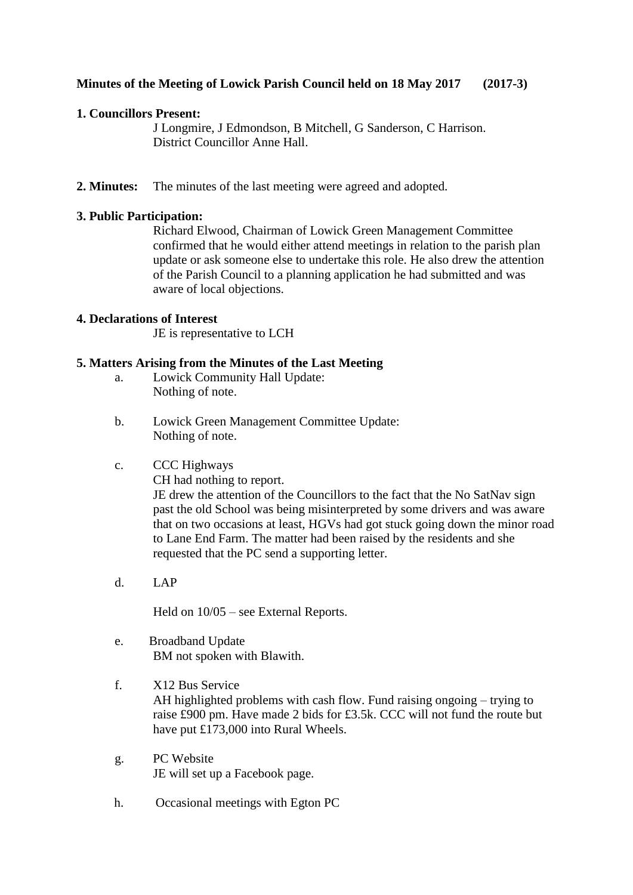**Minutes of the Meeting of Lowick Parish Council held on 18 May 2017 (2017-3)**

**1. Councillors Present:**

J Longmire, J Edmondson, B Mitchell, G Sanderson, C Harrison.
District Councillor Anne Hall.

**2. Minutes:** The minutes of the last meeting were agreed and adopted.

**3. Public Participation:**

Richard Elwood, Chairman of Lowick Green Management Committee confirmed that he would either attend meetings in relation to the parish plan update or ask someone else to undertake this role. He also drew the attention of the Parish Council to a planning application he had submitted and was aware of local objections.

**4. Declarations of Interest**

JE is representative to LCH

**5. Matters Arising from the Minutes of the Last Meeting**

a. Lowick Community Hall Update:
Nothing of note.

b. Lowick Green Management Committee Update:
Nothing of note.

c. CCC Highways
CH had nothing to report.
JE drew the attention of the Councillors to the fact that the No SatNav sign past the old School was being misinterpreted by some drivers and was aware that on two occasions at least, HGVs had got stuck going down the minor road to Lane End Farm. The matter had been raised by the residents and she requested that the PC send a supporting letter.

d. LAP

Held on 10/05 – see External Reports.

e. Broadband Update
BM not spoken with Blawith.

f. X12 Bus Service
AH highlighted problems with cash flow. Fund raising ongoing – trying to raise £900 pm. Have made 2 bids for £3.5k. CCC will not fund the route but have put £173,000 into Rural Wheels.

g. PC Website
JE will set up a Facebook page.

h. Occasional meetings with Egton PC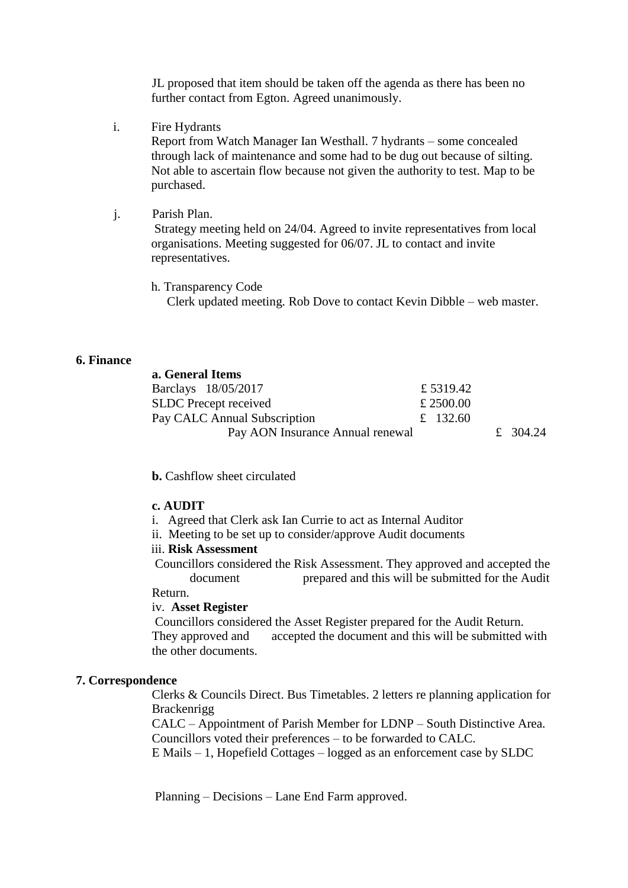JL proposed that item should be taken off the agenda as there has been no further contact from Egton. Agreed unanimously.

i. Fire Hydrants
Report from Watch Manager Ian Westhall. 7 hydrants – some concealed through lack of maintenance and some had to be dug out because of silting. Not able to ascertain flow because not given the authority to test. Map to be purchased.

j. Parish Plan.
Strategy meeting held on 24/04. Agreed to invite representatives from local organisations. Meeting suggested for 06/07. JL to contact and invite representatives.

h. Transparency Code
Clerk updated meeting. Rob Dove to contact Kevin Dibble – web master.

**6. Finance**

**a. General Items**

| | | |
|---|---|---|
| Barclays 18/05/2017 | £ 5319.42 | |
| SLDC Precept received | £ 2500.00 | |
| Pay CALC Annual Subscription | £ 132.60 | |
| Pay AON Insurance Annual renewal | | £ 304.24 |

**b.** Cashflow sheet circulated

**c. AUDIT**

i. Agreed that Clerk ask Ian Currie to act as Internal Auditor
ii. Meeting to be set up to consider/approve Audit documents
iii. **Risk Assessment**
Councillors considered the Risk Assessment. They approved and accepted the document prepared and this will be submitted for the Audit Return.
iv. **Asset Register**
Councillors considered the Asset Register prepared for the Audit Return. They approved and accepted the document and this will be submitted with the other documents.

**7. Correspondence**

Clerks & Councils Direct. Bus Timetables. 2 letters re planning application for Brackenrigg
CALC – Appointment of Parish Member for LDNP – South Distinctive Area. Councillors voted their preferences – to be forwarded to CALC.
E Mails – 1, Hopefield Cottages – logged as an enforcement case by SLDC

Planning – Decisions – Lane End Farm approved.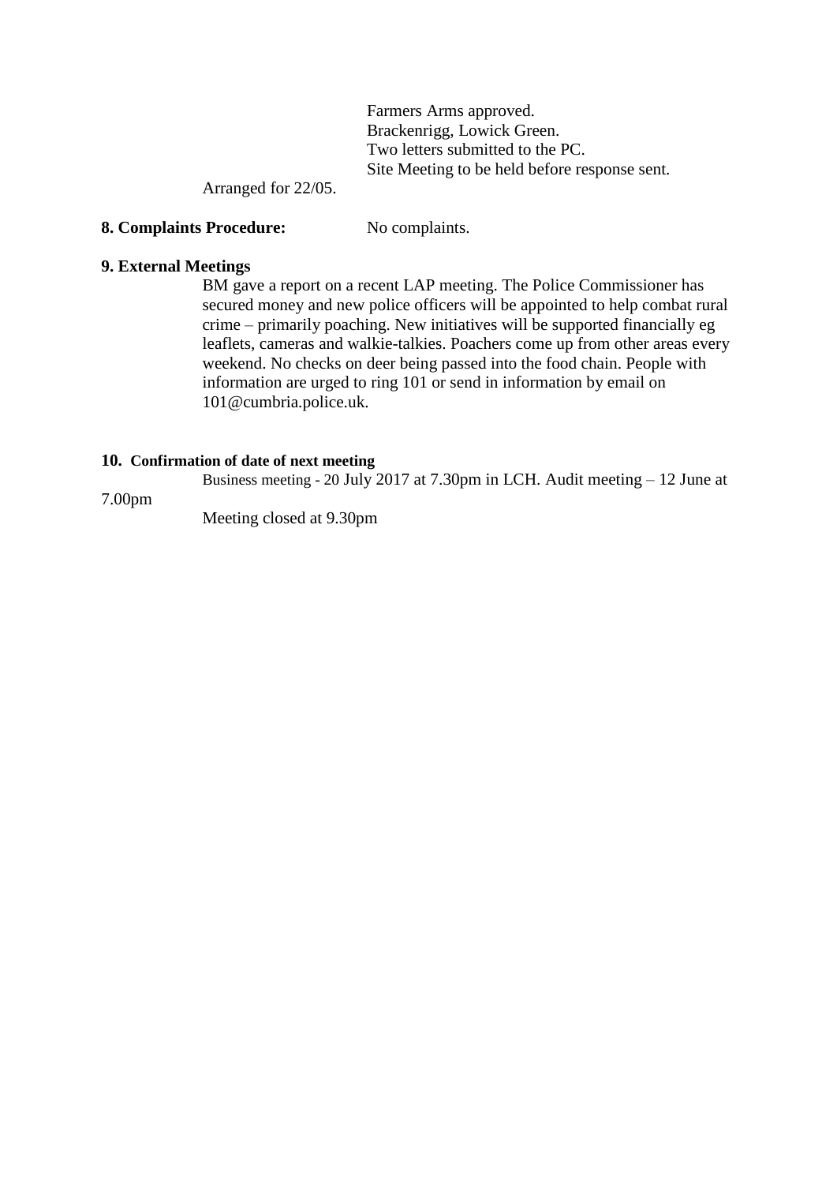Farmers Arms approved.
Brackenrigg, Lowick Green.
Two letters submitted to the PC.
Site Meeting to be held before response sent.
Arranged for 22/05.

**8. Complaints Procedure:** No complaints.

**9. External Meetings**

BM gave a report on a recent LAP meeting. The Police Commissioner has secured money and new police officers will be appointed to help combat rural crime – primarily poaching. New initiatives will be supported financially eg leaflets, cameras and walkie-talkies. Poachers come up from other areas every weekend. No checks on deer being passed into the food chain. People with information are urged to ring 101 or send in information by email on 101@cumbria.police.uk.

**10. Confirmation of date of next meeting**

Business meeting - 20 July 2017 at 7.30pm in LCH. Audit meeting – 12 June at 7.00pm

Meeting closed at 9.30pm